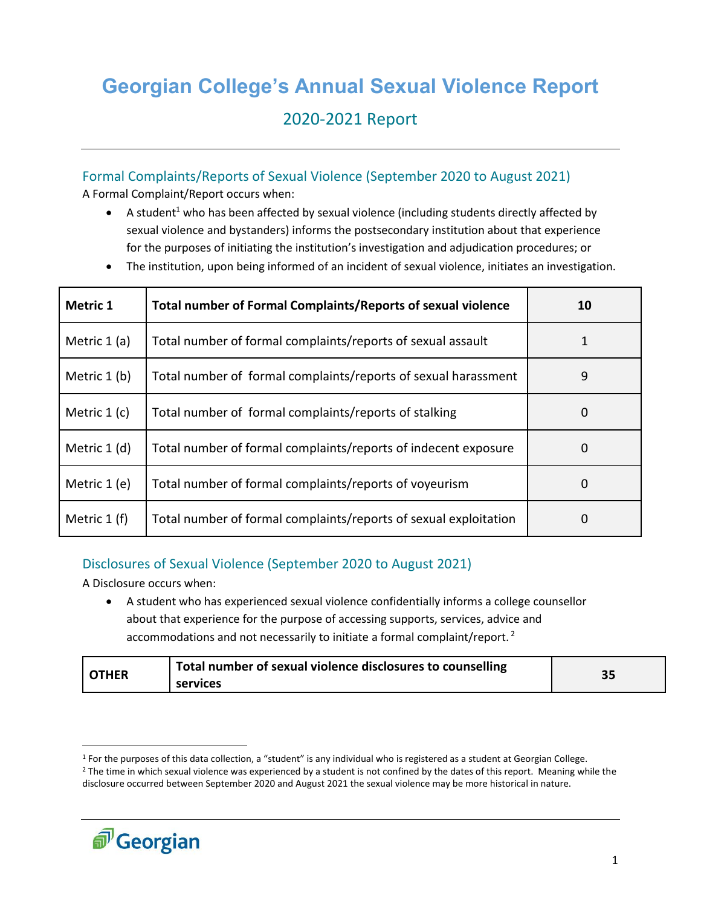# Georgian College's Annual Sexual Violence Report

## 2020-2021 Report

### Formal Complaints/Reports of Sexual Violence (September 2020 to August 2021)

A Formal Complaint/Report occurs when:

- A student[1] who has been affected by sexual violence (including students directly affected by sexual violence and bystanders) informs the postsecondary institution about that experience for the purposes of initiating the institution's investigation and adjudication procedures; or
- The institution, upon being informed of an incident of sexual violence, initiates an investigation.

| **Metric 1** | **Total number of Formal Complaints/Reports of sexual violence** | **10** |
|---|---|---|
| Metric 1 (a) | Total number of formal complaints/reports of sexual assault | 1 |
| Metric 1 (b) | Total number of formal complaints/reports of sexual harassment | 9 |
| Metric 1 (c) | Total number of formal complaints/reports of stalking | 0 |
| Metric 1 (d) | Total number of formal complaints/reports of indecent exposure | 0 |
| Metric 1 (e) | Total number of formal complaints/reports of voyeurism | 0 |
| Metric 1 (f) | Total number of formal complaints/reports of sexual exploitation | 0 |

### Disclosures of Sexual Violence (September 2020 to August 2021)

A Disclosure occurs when:

- A student who has experienced sexual violence confidentially informs a college counsellor about that experience for the purpose of accessing supports, services, advice and accommodations and not necessarily to initiate a formal complaint/report.[2]

| **OTHER** | **Total number of sexual violence disclosures to counselling services** | **35** |
|---|---|---|

[1] For the purposes of this data collection, a "student" is any individual who is registered as a student at Georgian College.

[2] The time in which sexual violence was experienced by a student is not confined by the dates of this report. Meaning while the disclosure occurred between September 2020 and August 2021 the sexual violence may be more historical in nature.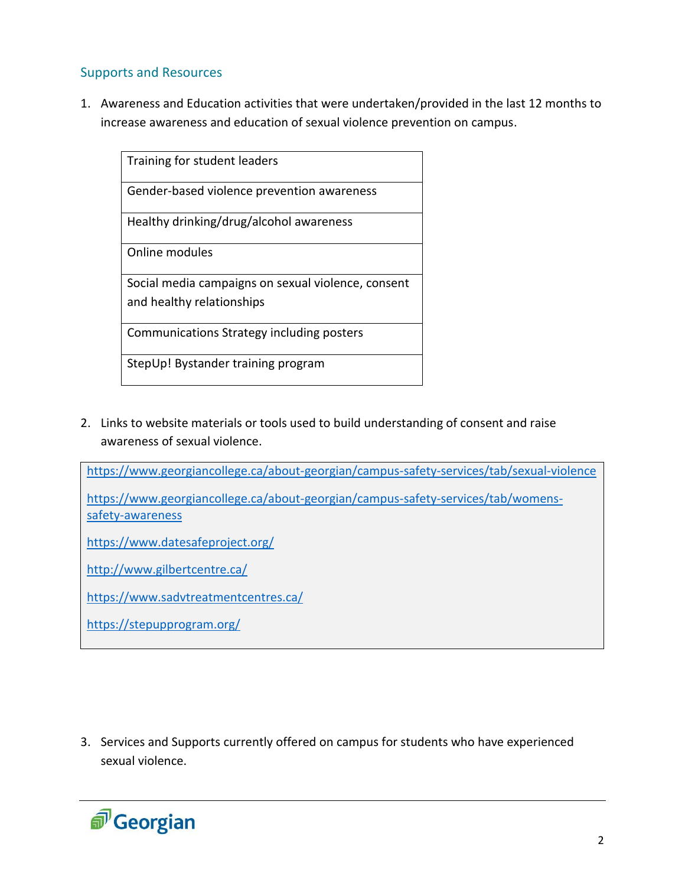## Supports and Resources

1. Awareness and Education activities that were undertaken/provided in the last 12 months to increase awareness and education of sexual violence prevention on campus.

| Training for student leaders |
|---|
| Gender-based violence prevention awareness |
| Healthy drinking/drug/alcohol awareness |
| Online modules |
| Social media campaigns on sexual violence, consent and healthy relationships |
| Communications Strategy including posters |
| StepUp! Bystander training program |

2. Links to website materials or tools used to build understanding of consent and raise awareness of sexual violence.

https://www.georgiancollege.ca/about-georgian/campus-safety-services/tab/sexual-violence

https://www.georgiancollege.ca/about-georgian/campus-safety-services/tab/womens-safety-awareness

https://www.datesafeproject.org/

http://www.gilbertcentre.ca/

https://www.sadvtreatmentcentres.ca/

https://stepupprogram.org/

3. Services and Supports currently offered on campus for students who have experienced sexual violence.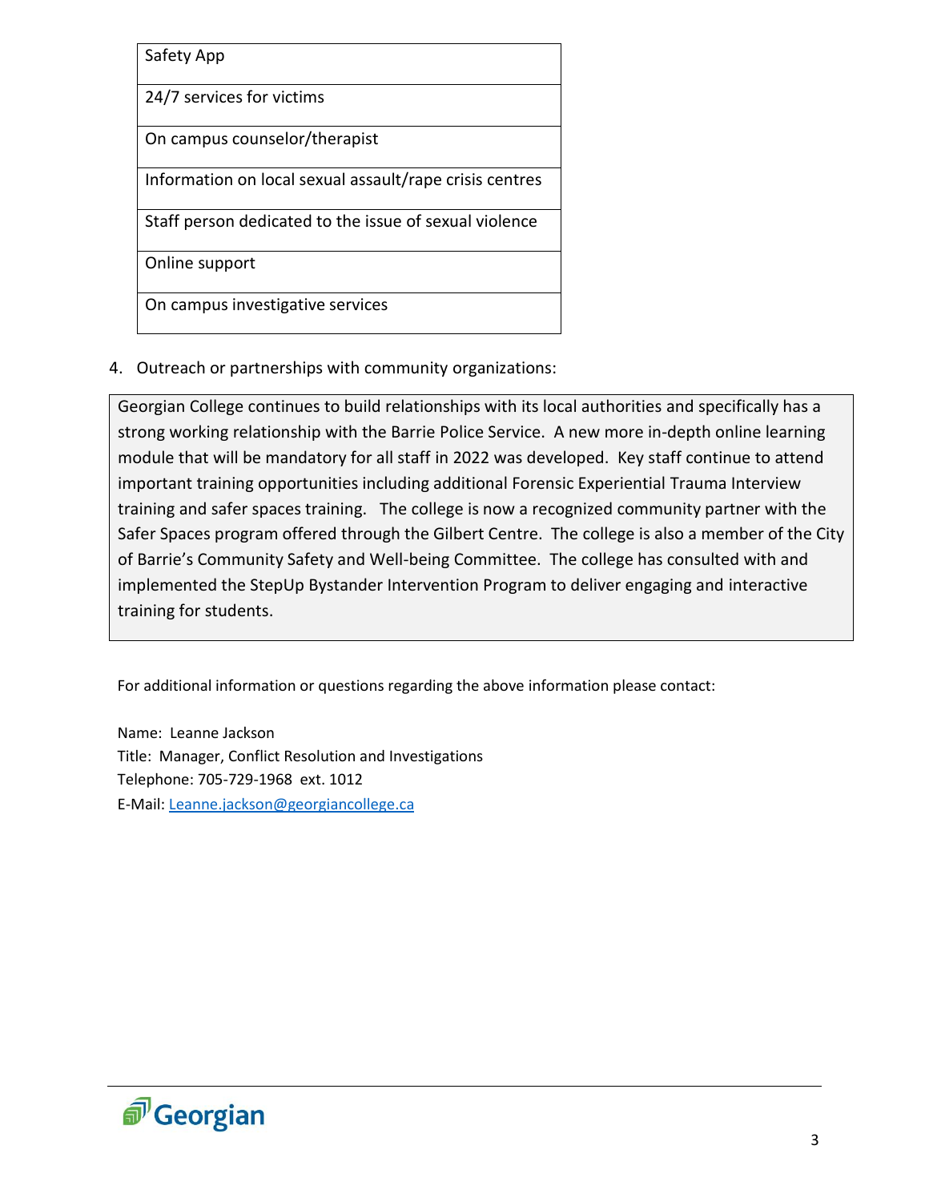| Safety App |
| --- |
| 24/7 services for victims |
| On campus counselor/therapist |
| Information on local sexual assault/rape crisis centres |
| Staff person dedicated to the issue of sexual violence |
| Online support |
| On campus investigative services |

4. Outreach or partnerships with community organizations:

Georgian College continues to build relationships with its local authorities and specifically has a strong working relationship with the Barrie Police Service. A new more in-depth online learning module that will be mandatory for all staff in 2022 was developed. Key staff continue to attend important training opportunities including additional Forensic Experiential Trauma Interview training and safer spaces training. The college is now a recognized community partner with the Safer Spaces program offered through the Gilbert Centre. The college is also a member of the City of Barrie's Community Safety and Well-being Committee. The college has consulted with and implemented the StepUp Bystander Intervention Program to deliver engaging and interactive training for students.

For additional information or questions regarding the above information please contact:

Name: Leanne Jackson
Title: Manager, Conflict Resolution and Investigations
Telephone: 705-729-1968 ext. 1012
E-Mail: Leanne.jackson@georgiancollege.ca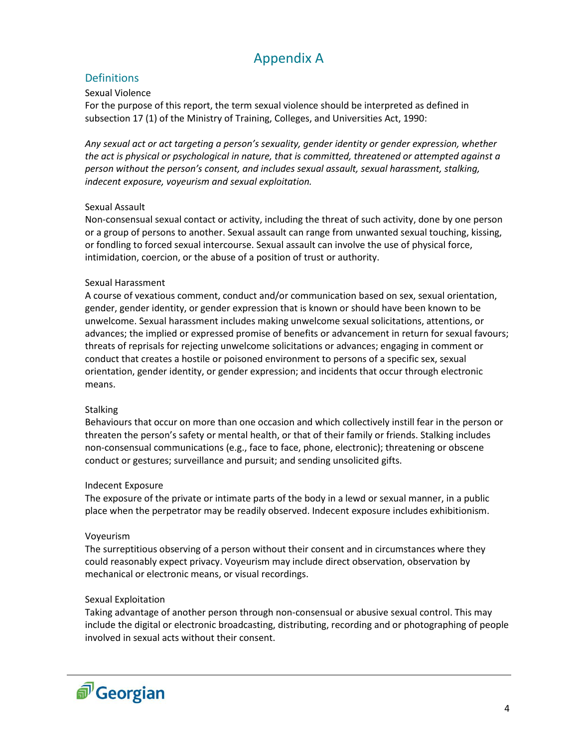# Appendix A

## Definitions

### Sexual Violence

For the purpose of this report, the term sexual violence should be interpreted as defined in subsection 17 (1) of the Ministry of Training, Colleges, and Universities Act, 1990:

*Any sexual act or act targeting a person's sexuality, gender identity or gender expression, whether the act is physical or psychological in nature, that is committed, threatened or attempted against a person without the person's consent, and includes sexual assault, sexual harassment, stalking, indecent exposure, voyeurism and sexual exploitation.*

### Sexual Assault

Non-consensual sexual contact or activity, including the threat of such activity, done by one person or a group of persons to another. Sexual assault can range from unwanted sexual touching, kissing, or fondling to forced sexual intercourse. Sexual assault can involve the use of physical force, intimidation, coercion, or the abuse of a position of trust or authority.

### Sexual Harassment

A course of vexatious comment, conduct and/or communication based on sex, sexual orientation, gender, gender identity, or gender expression that is known or should have been known to be unwelcome. Sexual harassment includes making unwelcome sexual solicitations, attentions, or advances; the implied or expressed promise of benefits or advancement in return for sexual favours; threats of reprisals for rejecting unwelcome solicitations or advances; engaging in comment or conduct that creates a hostile or poisoned environment to persons of a specific sex, sexual orientation, gender identity, or gender expression; and incidents that occur through electronic means.

### Stalking

Behaviours that occur on more than one occasion and which collectively instill fear in the person or threaten the person's safety or mental health, or that of their family or friends. Stalking includes non-consensual communications (e.g., face to face, phone, electronic); threatening or obscene conduct or gestures; surveillance and pursuit; and sending unsolicited gifts.

### Indecent Exposure

The exposure of the private or intimate parts of the body in a lewd or sexual manner, in a public place when the perpetrator may be readily observed. Indecent exposure includes exhibitionism.

### Voyeurism

The surreptitious observing of a person without their consent and in circumstances where they could reasonably expect privacy. Voyeurism may include direct observation, observation by mechanical or electronic means, or visual recordings.

### Sexual Exploitation

Taking advantage of another person through non-consensual or abusive sexual control. This may include the digital or electronic broadcasting, distributing, recording and or photographing of people involved in sexual acts without their consent.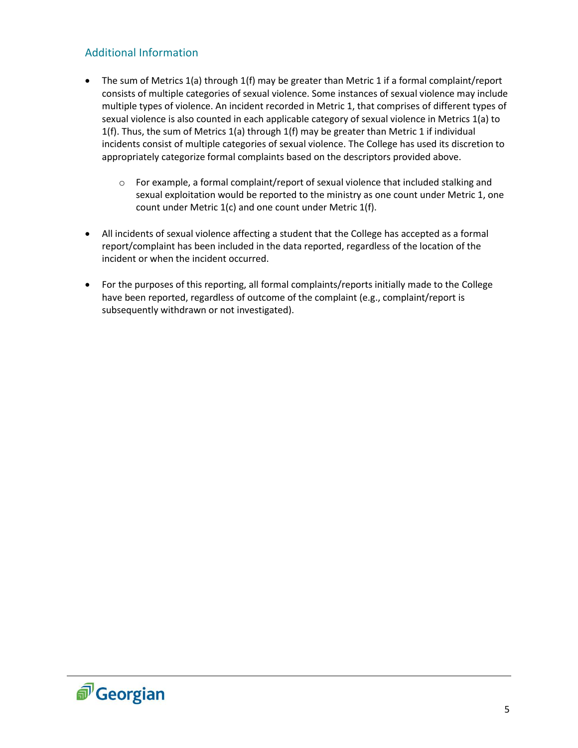## Additional Information

- The sum of Metrics 1(a) through 1(f) may be greater than Metric 1 if a formal complaint/report consists of multiple categories of sexual violence. Some instances of sexual violence may include multiple types of violence. An incident recorded in Metric 1, that comprises of different types of sexual violence is also counted in each applicable category of sexual violence in Metrics 1(a) to 1(f). Thus, the sum of Metrics 1(a) through 1(f) may be greater than Metric 1 if individual incidents consist of multiple categories of sexual violence. The College has used its discretion to appropriately categorize formal complaints based on the descriptors provided above.
    - For example, a formal complaint/report of sexual violence that included stalking and sexual exploitation would be reported to the ministry as one count under Metric 1, one count under Metric 1(c) and one count under Metric 1(f).
- All incidents of sexual violence affecting a student that the College has accepted as a formal report/complaint has been included in the data reported, regardless of the location of the incident or when the incident occurred.
- For the purposes of this reporting, all formal complaints/reports initially made to the College have been reported, regardless of outcome of the complaint (e.g., complaint/report is subsequently withdrawn or not investigated).